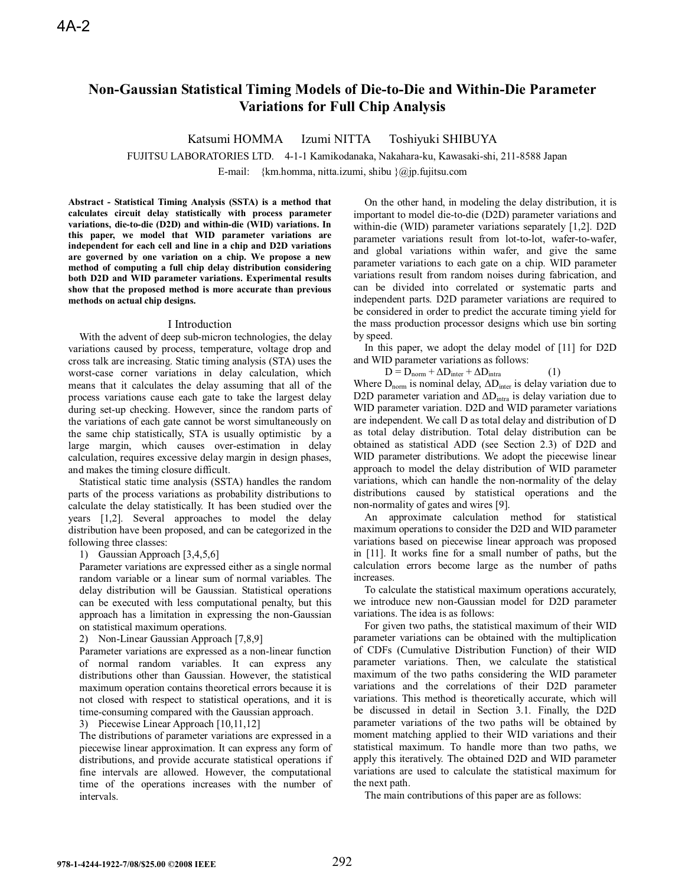# Non-Gaussian Statistical Timing Models of Die-to-Die and Within-Die Parameter Variations for Full Chip Analysis

Katsumi HOMMA Izumi NITTA Toshiyuki SHIBUYA

FUJITSU LABORATORIES LTD. 4-1-1 Kamikodanaka, Nakahara-ku, Kawasaki-shi, 211-8588 Japan

E-mail: {km.homma, nitta.izumi, shibu }@jp.fujitsu.com

**Abstract - Statistical Timing Analysis (SSTA) is a method that calculates circuit delay statistically with process parameter variations, die-to-die (D2D) and within-die (WID) variations. In this paper, we model that WID parameter variations are independent for each cell and line in a chip and D2D variations are governed by one variation on a chip. We propose a new method of computing a full chip delay distribution considering both D2D and WID parameter variations. Experimental results show that the proposed method is more accurate than previous methods on actual chip designs.**

## I Introduction

With the advent of deep sub-micron technologies, the delay variations caused by process, temperature, voltage drop and cross talk are increasing. Static timing analysis (STA) uses the worst-case corner variations in delay calculation, which means that it calculates the delay assuming that all of the process variations cause each gate to take the largest delay during set-up checking. However, since the random parts of the variations of each gate cannot be worst simultaneously on the same chip statistically, STA is usually optimistic by a large margin, which causes over-estimation in delay calculation, requires excessive delay margin in design phases, and makes the timing closure difficult.

Statistical static time analysis (SSTA) handles the random parts of the process variations as probability distributions to calculate the delay statistically. It has been studied over the years [1,2]. Several approaches to model the delay distribution have been proposed, and can be categorized in the following three classes:

1) Gaussian Approach [3,4,5,6]

Parameter variations are expressed either as a single normal random variable or a linear sum of normal variables. The delay distribution will be Gaussian. Statistical operations can be executed with less computational penalty, but this approach has a limitation in expressing the non-Gaussian on statistical maximum operations.

2) Non-Linear Gaussian Approach [7,8,9]

Parameter variations are expressed as a non-linear function of normal random variables. It can express any distributions other than Gaussian. However, the statistical maximum operation contains theoretical errors because it is not closed with respect to statistical operations, and it is time-consuming compared with the Gaussian approach.

3) Piecewise Linear Approach [10,11,12]

The distributions of parameter variations are expressed in a piecewise linear approximation. It can express any form of distributions, and provide accurate statistical operations if fine intervals are allowed. However, the computational time of the operations increases with the number of intervals.

On the other hand, in modeling the delay distribution, it is important to model die-to-die (D2D) parameter variations and within-die (WID) parameter variations separately [1,2]. D2D parameter variations result from lot-to-lot, wafer-to-wafer, and global variations within wafer, and give the same parameter variations to each gate on a chip. WID parameter variations result from random noises during fabrication, and can be divided into correlated or systematic parts and independent parts. D2D parameter variations are required to be considered in order to predict the accurate timing yield for the mass production processor designs which use bin sorting by speed.

In this paper, we adopt the delay model of [11] for D2D and WID parameter variations as follows:

$$D = D_{norm} + \Delta D_{inter} + \Delta D_{intra} \quad (1)$$

Where $D_{norm}$ is nominal delay, $\Delta D_{inter}$ is delay variation due to D2D parameter variation and $\Delta D_{intra}$ is delay variation due to WID parameter variation. D2D and WID parameter variations are independent. We call D as total delay and distribution of D as total delay distribution. Total delay distribution can be obtained as statistical ADD (see Section 2.3) of D2D and WID parameter distributions. We adopt the piecewise linear approach to model the delay distribution of WID parameter variations, which can handle the non-normality of the delay distributions caused by statistical operations and the non-normality of gates and wires [9].

An approximate calculation method for statistical maximum operations to consider the D2D and WID parameter variations based on piecewise linear approach was proposed in [11]. It works fine for a small number of paths, but the calculation errors become large as the number of paths increases.

To calculate the statistical maximum operations accurately, we introduce new non-Gaussian model for D2D parameter variations. The idea is as follows:

For given two paths, the statistical maximum of their WID parameter variations can be obtained with the multiplication of CDFs (Cumulative Distribution Function) of their WID parameter variations. Then, we calculate the statistical maximum of the two paths considering the WID parameter variations and the correlations of their D2D parameter variations. This method is theoretically accurate, which will be discussed in detail in Section 3.1. Finally, the D2D parameter variations of the two paths will be obtained by moment matching applied to their WID variations and their statistical maximum. To handle more than two paths, we apply this iteratively. The obtained D2D and WID parameter variations are used to calculate the statistical maximum for the next path.

The main contributions of this paper are as follows: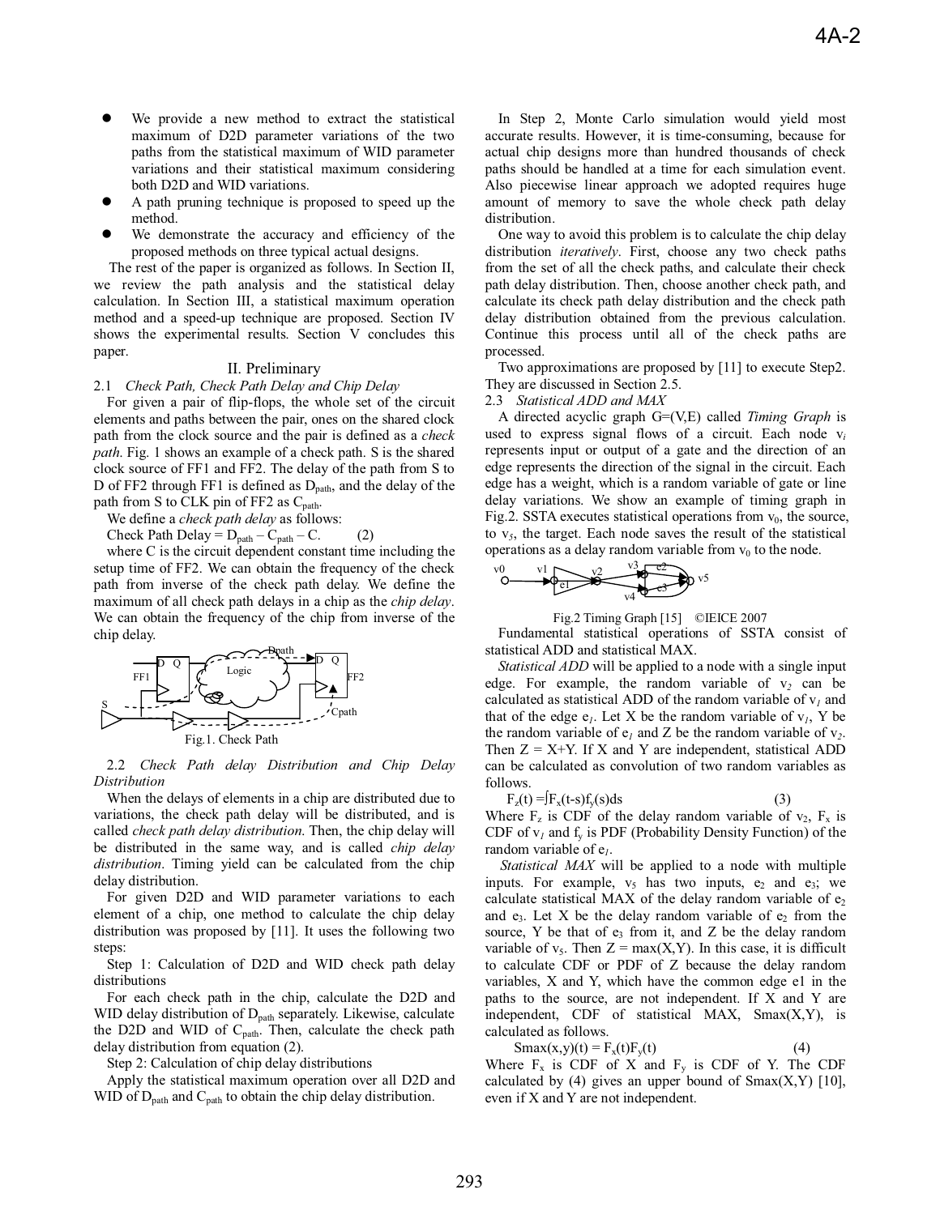- We provide a new method to extract the statistical maximum of D2D parameter variations of the two paths from the statistical maximum of WID parameter variations and their statistical maximum considering both D2D and WID variations.
- A path pruning technique is proposed to speed up the method.
- We demonstrate the accuracy and efficiency of the proposed methods on three typical actual designs.

The rest of the paper is organized as follows. In Section II, we review the path analysis and the statistical delay calculation. In Section III, a statistical maximum operation method and a speed-up technique are proposed. Section IV shows the experimental results. Section V concludes this paper.

## II. Preliminary

### 2.1 *Check Path, Check Path Delay and Chip Delay*

For given a pair of flip-flops, the whole set of the circuit elements and paths between the pair, ones on the shared clock path from the clock source and the pair is defined as a *check path*. Fig. 1 shows an example of a check path. S is the shared clock source of FF1 and FF2. The delay of the path from S to D of FF2 through FF1 is defined as $D_{path}$, and the delay of the path from S to CLK pin of FF2 as $C_{path}$.

We define a *check path delay* as follows:

Check Path Delay = $D_{path} - C_{path} - C$. (2)

where C is the circuit dependent constant time including the setup time of FF2. We can obtain the frequency of the check path from inverse of the check path delay. We define the maximum of all check path delays in a chip as the *chip delay*. We can obtain the frequency of the chip from inverse of the chip delay.

Fig.1. Check Path

### 2.2 *Check Path delay Distribution and Chip Delay Distribution*

When the delays of elements in a chip are distributed due to variations, the check path delay will be distributed, and is called *check path delay distribution*. Then, the chip delay will be distributed in the same way, and is called *chip delay distribution*. Timing yield can be calculated from the chip delay distribution.

For given D2D and WID parameter variations to each element of a chip, one method to calculate the chip delay distribution was proposed by [11]. It uses the following two steps:

Step 1: Calculation of D2D and WID check path delay distributions

For each check path in the chip, calculate the D2D and WID delay distribution of $D_{path}$ separately. Likewise, calculate the D2D and WID of $C_{path}$. Then, calculate the check path delay distribution from equation (2).

Step 2: Calculation of chip delay distributions

Apply the statistical maximum operation over all D2D and WID of $D_{path}$ and $C_{path}$ to obtain the chip delay distribution.

In Step 2, Monte Carlo simulation would yield most accurate results. However, it is time-consuming, because for actual chip designs more than hundred thousands of check paths should be handled at a time for each simulation event. Also piecewise linear approach we adopted requires huge amount of memory to save the whole check path delay distribution.

One way to avoid this problem is to calculate the chip delay distribution *iteratively*. First, choose any two check paths from the set of all the check paths, and calculate their check path delay distribution. Then, choose another check path, and calculate its check path delay distribution and the check path delay distribution obtained from the previous calculation. Continue this process until all of the check paths are processed.

Two approximations are proposed by [11] to execute Step2. They are discussed in Section 2.5.

### 2.3 *Statistical ADD and MAX*

A directed acyclic graph G=(V,E) called *Timing Graph* is used to express signal flows of a circuit. Each node $v_i$ represents input or output of a gate and the direction of an edge represents the direction of the signal in the circuit. Each edge has a weight, which is a random variable of gate or line delay variations. We show an example of timing graph in Fig.2. SSTA executes statistical operations from $v_0$, the source, to $v_5$, the target. Each node saves the result of the statistical operations as a delay random variable from $v_0$ to the node.

Fig.2 Timing Graph [15] ©IEICE 2007

Fundamental statistical operations of SSTA consist of statistical ADD and statistical MAX.

*Statistical ADD* will be applied to a node with a single input edge. For example, the random variable of $v_2$ can be calculated as statistical ADD of the random variable of $v_1$ and that of the edge $e_1$. Let X be the random variable of $v_1$, Y be the random variable of $e_1$ and Z be the random variable of $v_2$. Then Z = X+Y. If X and Y are independent, statistical ADD can be calculated as convolution of two random variables as follows.

$$F_z(t) = \int F_x(t-s) f_y(s) ds \quad (3)$$

Where $F_z$ is CDF of the delay random variable of $v_2$, $F_x$ is CDF of $v_1$ and $f_y$ is PDF (Probability Density Function) of the random variable of $e_1$.

*Statistical MAX* will be applied to a node with multiple inputs. For example, $v_5$ has two inputs, $e_2$ and $e_3$; we calculate statistical MAX of the delay random variable of $e_2$ and $e_3$. Let X be the delay random variable of $e_2$ from the source, Y be that of $e_3$ from it, and Z be the delay random variable of $v_5$. Then Z = max(X,Y). In this case, it is difficult to calculate CDF or PDF of Z because the delay random variables, X and Y, which have the common edge e1 in the paths to the source, are not independent. If X and Y are independent, CDF of statistical MAX, Smax(X,Y), is calculated as follows.

$$Smax(x,y)(t) = F_x(t) F_y(t) \quad (4)$$

Where $F_x$ is CDF of X and $F_y$ is CDF of Y. The CDF calculated by (4) gives an upper bound of Smax(X,Y) [10], even if X and Y are not independent.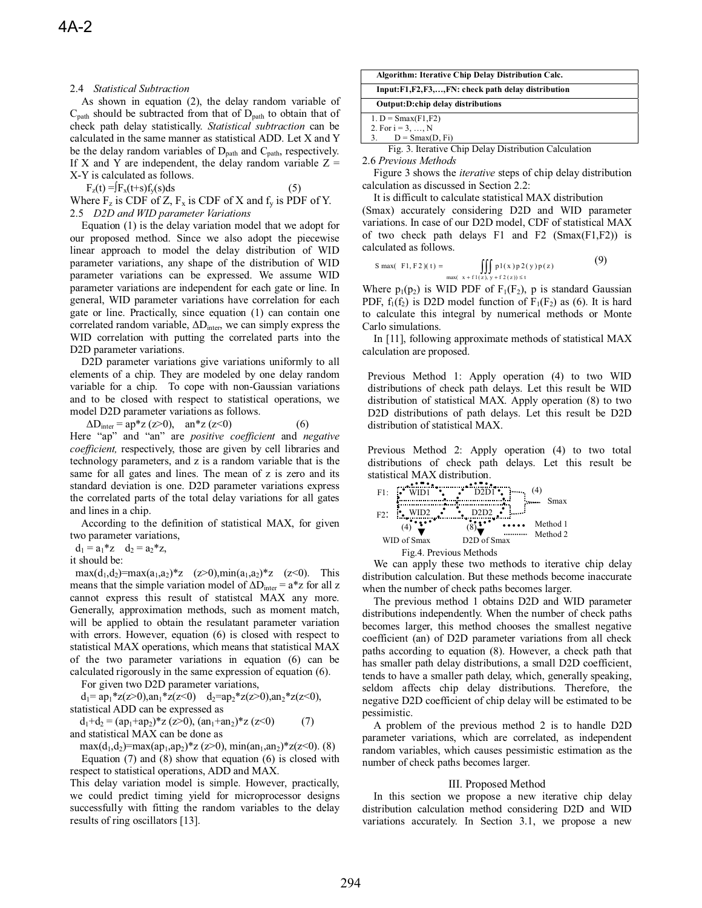### 2.4 *Statistical Subtraction*

As shown in equation (2), the delay random variable of $C_{path}$ should be subtracted from that of $D_{path}$ to obtain that of check path delay statistically. *Statistical subtraction* can be calculated in the same manner as statistical ADD. Let X and Y be the delay random variables of $D_{path}$ and $C_{path}$, respectively. If X and Y are independent, the delay random variable Z = X-Y is calculated as follows.

$$F_z(t) = \int F_x(t+s) f_y(s) ds \qquad (5)$$

Where $F_z$ is CDF of Z, $F_x$ is CDF of X and $f_y$ is PDF of Y.

### 2.5 *D2D and WID parameter Variations*

Equation (1) is the delay variation model that we adopt for our proposed method. Since we also adopt the piecewise linear approach to model the delay distribution of WID parameter variations, any shape of the distribution of WID parameter variations can be expressed. We assume WID parameter variations are independent for each gate or line. In general, WID parameter variations have correlation for each gate or line. Practically, since equation (1) can contain one correlated random variable, $\Delta D_{inter}$, we can simply express the WID correlation with putting the correlated parts into the D2D parameter variations.

D2D parameter variations give variations uniformly to all elements of a chip. They are modeled by one delay random variable for a chip. To cope with non-Gaussian variations and to be closed with respect to statistical operations, we model D2D parameter variations as follows.

$$\Delta D_{inter} = ap*z\ (z>0),\quad an*z\ (z<0) \qquad (6)$$

Here "ap" and "an" are *positive coefficient* and *negative coefficient,* respectively, those are given by cell libraries and technology parameters, and z is a random variable that is the same for all gates and lines. The mean of z is zero and its standard deviation is one. D2D parameter variations express the correlated parts of the total delay variations for all gates and lines in a chip.

According to the definition of statistical MAX, for given two parameter variations,

$d_1 = a_1*z \quad d_2 = a_2*z$,

it should be:

$\max(d_1,d_2)=\max(a_1,a_2)*z \quad (z>0), \min(a_1,a_2)*z \quad (z<0)$. This means that the simple variation model of $\Delta D_{inter} = a*z$ for all z cannot express this result of statistcal MAX any more. Generally, approximation methods, such as moment match, will be applied to obtain the resulatant parameter variation with errors. However, equation (6) is closed with respect to statistical MAX operations, which means that statistical MAX of the two parameter variations in equation (6) can be calculated rigorously in the same expression of equation (6).

For given two D2D parameter variations,

$d_1= ap_1*z(z>0), an_1*z(z<0) \quad d_2=ap_2*z(z>0), an_2*z(z<0)$,

statistical ADD can be expressed as

$$d_1+d_2 = (ap_1+ap_2)*z\ (z>0),\ (an_1+an_2)*z\ (z<0) \qquad (7)$$

and statistical MAX can be done as

$$\max(d_1,d_2)=\max(ap_1,ap_2)*z\ (z>0),\ \min(an_1,an_2)*z(z<0). \ (8)$$

Equation (7) and (8) show that equation (6) is closed with respect to statistical operations, ADD and MAX.

This delay variation model is simple. However, practically, we could predict timing yield for microprocessor designs successfully with fitting the random variables to the delay results of ring oscillators [13].

| Algorithm: Iterative Chip Delay Distribution Calc. |
|---|
| Input:F1,F2,F3,…,FN: check path delay distribution |
| Output:D:chip delay distributions |
| 1. D = Smax(F1,F2)<br>2. For i = 3, …, N<br>3. D = Smax(D, Fi) |

Fig. 3. Iterative Chip Delay Distribution Calculation

### 2.6 *Previous Methods*

Figure 3 shows the *iterative* steps of chip delay distribution calculation as discussed in Section 2.2:

It is difficult to calculate statistical MAX distribution (Smax) accurately considering D2D and WID parameter variations. In case of our D2D model, CDF of statistical MAX of two check path delays F1 and F2 (Smax(F1,F2)) is calculated as follows.

$$S\max(F1,F2)(t) = \iiint_{\max(x+f1(z),\, y+f2(z)) \le t} p1(x)p2(y)p(z) \qquad (9)$$

Where $p_1(p_2)$ is WID PDF of $F_1(F_2)$, p is standard Gaussian PDF, $f_1(f_2)$ is D2D model function of $F_1(F_2)$ as (6). It is hard to calculate this integral by numerical methods or Monte Carlo simulations.

In [11], following approximate methods of statistical MAX calculation are proposed.

Previous Method 1: Apply operation (4) to two WID distributions of check path delays. Let this result be WID distribution of statistical MAX. Apply operation (8) to two D2D distributions of path delays. Let this result be D2D distribution of statistical MAX.

Previous Method 2: Apply operation (4) to two total distributions of check path delays. Let this result be statistical MAX distribution.

F1: WID1 D2D1 (4) Smax
F2: WID2 D2D2
(4) (8) Method 1 Method 2
WID of Smax D2D of Smax

Fig.4. Previous Methods

We can apply these two methods to iterative chip delay distribution calculation. But these methods become inaccurate when the number of check paths becomes larger.

The previous method 1 obtains D2D and WID parameter distributions independently. When the number of check paths becomes larger, this method chooses the smallest negative coefficient (an) of D2D parameter variations from all check paths according to equation (8). However, a check path that has smaller path delay distributions, a small D2D coefficient, tends to have a smaller path delay, which, generally speaking, seldom affects chip delay distributions. Therefore, the negative D2D coefficient of chip delay will be estimated to be pessimistic.

A problem of the previous method 2 is to handle D2D parameter variations, which are correlated, as independent random variables, which causes pessimistic estimation as the number of check paths becomes larger.

## III. Proposed Method

In this section we propose a new iterative chip delay distribution calculation method considering D2D and WID variations accurately. In Section 3.1, we propose a new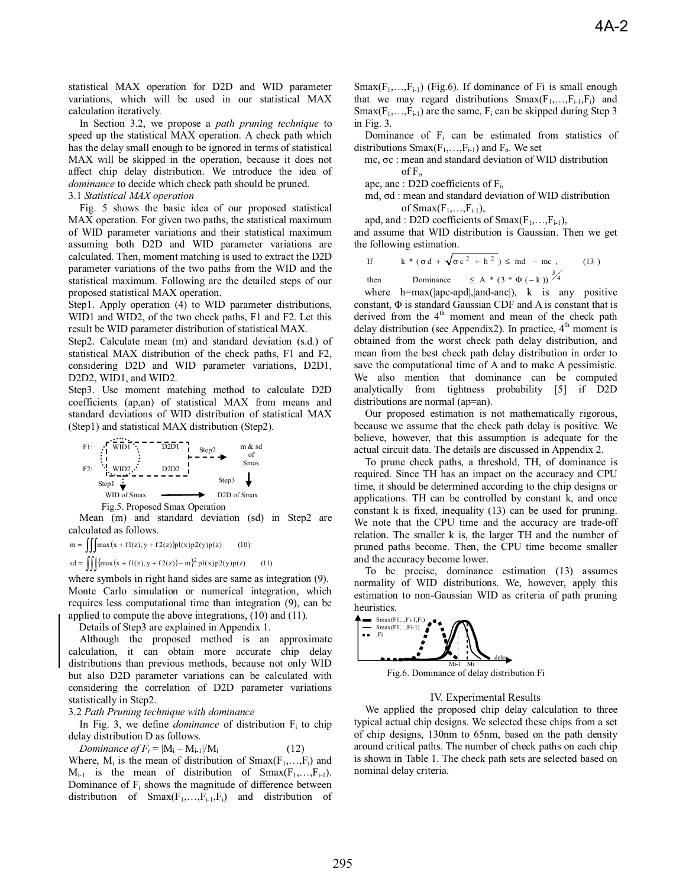statistical MAX operation for D2D and WID parameter variations, which will be used in our statistical MAX calculation iteratively.

In Section 3.2, we propose a *path pruning technique* to speed up the statistical MAX operation. A check path which has the delay small enough to be ignored in terms of statistical MAX will be skipped in the operation, because it does not affect chip delay distribution. We introduce the idea of *dominance* to decide which check path should be pruned.

### 3.1 *Statistical MAX operation*

Fig. 5 shows the basic idea of our proposed statistical MAX operation. For given two paths, the statistical maximum of WID parameter variations and their statistical maximum assuming both D2D and WID parameter variations are calculated. Then, moment matching is used to extract the D2D parameter variations of the two paths from the WID and the statistical maximum. Following are the detailed steps of our proposed statistical MAX operation.

Step1. Apply operation (4) to WID parameter distributions, WID1 and WID2, of the two check paths, F1 and F2. Let this result be WID parameter distribution of statistical MAX.

Step2. Calculate mean (m) and standard deviation (s.d.) of statistical MAX distribution of the check paths, F1 and F2, considering D2D and WID parameter variations, D2D1, D2D2, WID1, and WID2.

Step3. Use moment matching method to calculate D2D coefficients (ap,an) of statistical MAX from means and standard deviations of WID distribution of statistical MAX (Step1) and statistical MAX distribution (Step2).

Fig.5. Proposed Smax Operation

Mean (m) and standard deviation (sd) in Step2 are calculated as follows.

$$m = \iiint \max(x + f1(z), y + f2(z)) p1(x) p2(y) p(z) \qquad (10)$$

$$sd = \iiint \{\max(x + f1(z), y + f2(z)) - m\}^2 p1(x) p2(y) p(z) \qquad (11)$$

where symbols in right hand sides are same as integration (9). Monte Carlo simulation or numerical integration, which requires less computational time than integration (9), can be applied to compute the above integrations, (10) and (11).

Details of Step3 are explained in Appendix 1.

Although the proposed method is an approximate calculation, it can obtain more accurate chip delay distributions than previous methods, because not only WID but also D2D parameter variations can be calculated with considering the correlation of D2D parameter variations statistically in Step2.

### 3.2 *Path Pruning technique with dominance*

In Fig. 3, we define *dominance* of distribution $F_i$ to chip delay distribution D as follows.

*Dominance of* $F_i = |M_i - M_{i-1}|/M_i$ (12)

Where, $M_i$ is the mean of distribution of $Smax(F_1,\ldots,F_i)$ and $M_{i-1}$ is the mean of distribution of $Smax(F_1,\ldots,F_{i-1})$. Dominance of $F_i$ shows the magnitude of difference between distribution of $Smax(F_1,\ldots,F_{i-1},F_i)$ and distribution of $Smax(F_1,\ldots,F_{i-1})$ (Fig.6). If dominance of Fi is small enough that we may regard distributions $Smax(F_1,\ldots,F_{i-1},F_i)$ and $Smax(F_1,\ldots,F_{i-1})$ are the same, $F_i$ can be skipped during Step 3 in Fig. 3.

Dominance of $F_i$ can be estimated from statistics of distributions $Smax(F_1,\ldots,F_{i-1})$ and $F_n$. We set

mc, σc : mean and standard deviation of WID distribution of $F_i$,

apc, anc : D2D coefficients of $F_i$,

md, σd : mean and standard deviation of WID distribution of $Smax(F_1,\ldots,F_{i-1})$,

apd, and : D2D coefficients of $Smax(F_1,\ldots,F_{i-1})$,

and assume that WID distribution is Gaussian. Then we get the following estimation.

$$\text{If} \quad k * (\sigma d + \sqrt{\sigma c^2 + h^2}) \le md - mc, \qquad (13)$$

$$\text{then} \quad \text{Dominance} \le A * (3 * \Phi(-k))^{3/4}$$

where h=max(|apc-apd|,|and-anc|), k is any positive constant, Φ is standard Gaussian CDF and A is constant that is derived from the 4th moment and mean of the check path delay distribution (see Appendix2). In practice, 4th moment is obtained from the worst check path delay distribution, and mean from the best check path delay distribution in order to save the computational time of A and to make A pessimistic. We also mention that dominance can be computed analytically from tightness probability [5] if D2D distributions are normal (ap=an).

Our proposed estimation is not mathematically rigorous, because we assume that the check path delay is positive. We believe, however, that this assumption is adequate for the actual circuit data. The details are discussed in Appendix 2.

To prune check paths, a threshold, TH, of dominance is required. Since TH has an impact on the accuracy and CPU time, it should be determined according to the chip designs or applications. TH can be controlled by constant k, and once constant k is fixed, inequality (13) can be used for pruning. We note that the CPU time and the accuracy are trade-off relation. The smaller k is, the larger TH and the number of pruned paths become. Then, the CPU time become smaller and the accuracy become lower.

To be precise, dominance estimation (13) assumes normality of WID distributions. We, however, apply this estimation to non-Gaussian WID as criteria of path pruning heuristics.

Fig.6. Dominance of delay distribution Fi

## IV. Experimental Results

We applied the proposed chip delay calculation to three typical actual chip designs. We selected these chips from a set of chip designs, 130nm to 65nm, based on the path density around critical paths. The number of check paths on each chip is shown in Table 1. The check path sets are selected based on nominal delay criteria.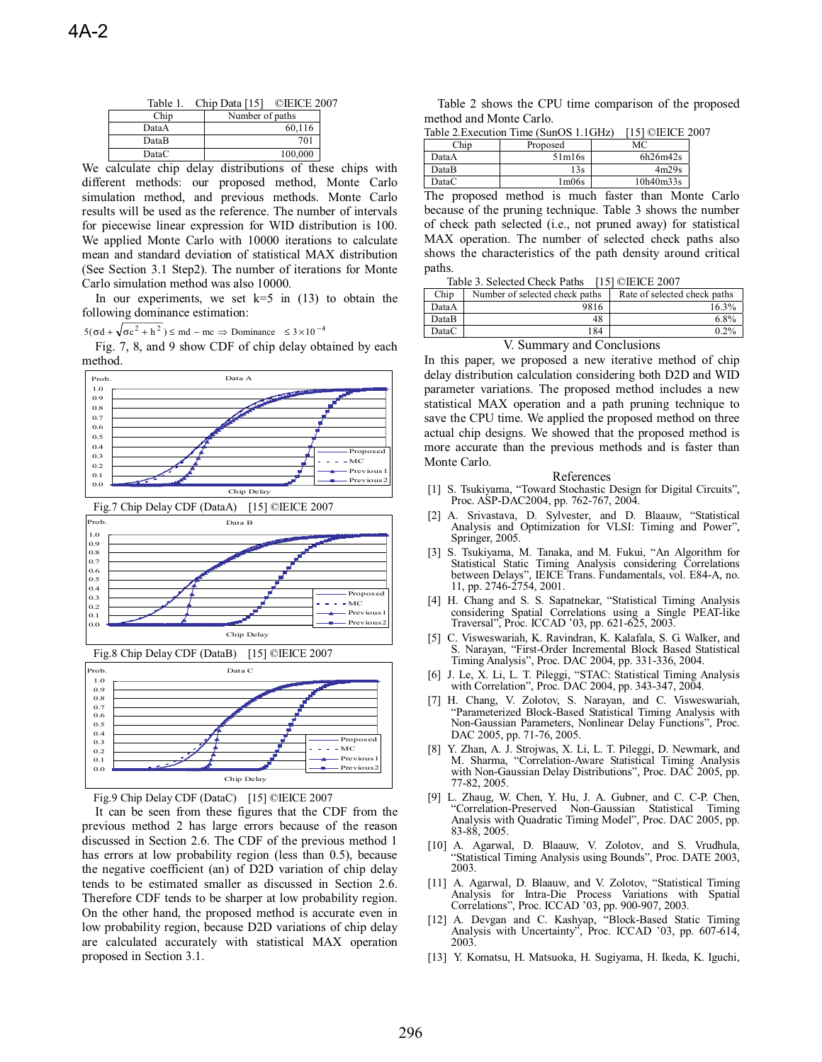Table 1. Chip Data [15] ©IEICE 2007

| Chip | Number of paths |
|---|---|
| DataA | 60,116 |
| DataB | 701 |
| DataC | 100,000 |

We calculate chip delay distributions of these chips with different methods: our proposed method, Monte Carlo simulation method, and previous methods. Monte Carlo results will be used as the reference. The number of intervals for piecewise linear expression for WID distribution is 100. We applied Monte Carlo with 10000 iterations to calculate mean and standard deviation of statistical MAX distribution (See Section 3.1 Step2). The number of iterations for Monte Carlo simulation method was also 10000.

In our experiments, we set k=5 in (13) to obtain the following dominance estimation:

$$5(\sigma d + \sqrt{\sigma c^2 + h^2}) \le md - mc \Rightarrow \text{Dominance} \le 3\times10^{-4}$$

Fig. 7, 8, and 9 show CDF of chip delay obtained by each method.

Fig.7 Chip Delay CDF (DataA) [15] ©IEICE 2007

Fig.8 Chip Delay CDF (DataB) [15] ©IEICE 2007

Fig.9 Chip Delay CDF (DataC) [15] ©IEICE 2007

It can be seen from these figures that the CDF from the previous method 2 has large errors because of the reason discussed in Section 2.6. The CDF of the previous method 1 has errors at low probability region (less than 0.5), because the negative coefficient (an) of D2D variation of chip delay tends to be estimated smaller as discussed in Section 2.6. Therefore CDF tends to be sharper at low probability region. On the other hand, the proposed method is accurate even in low probability region, because D2D variations of chip delay are calculated accurately with statistical MAX operation proposed in Section 3.1.

Table 2 shows the CPU time comparison of the proposed method and Monte Carlo.

Table 2.Execution Time (SunOS 1.1GHz) [15] ©IEICE 2007

| Chip | Proposed | MC |
|---|---|---|
| DataA | 51m16s | 6h26m42s |
| DataB | 13s | 4m29s |
| DataC | 1m06s | 10h40m33s |

The proposed method is much faster than Monte Carlo because of the pruning technique. Table 3 shows the number of check path selected (i.e., not pruned away) for statistical MAX operation. The number of selected check paths also shows the characteristics of the path density around critical paths.

Table 3. Selected Check Paths [15] ©IEICE 2007

| Chip | Number of selected check paths | Rate of selected check paths |
|---|---|---|
| DataA | 9816 | 16.3% |
| DataB | 48 | 6.8% |
| DataC | 184 | 0.2% |

## V. Summary and Conclusions

In this paper, we proposed a new iterative method of chip delay distribution calculation considering both D2D and WID parameter variations. The proposed method includes a new statistical MAX operation and a path pruning technique to save the CPU time. We applied the proposed method on three actual chip designs. We showed that the proposed method is more accurate than the previous methods and is faster than Monte Carlo.

## References

[1] S. Tsukiyama, "Toward Stochastic Design for Digital Circuits", Proc. ASP-DAC2004, pp. 762-767, 2004.

[2] A. Srivastava, D. Sylvester, and D. Blaauw, "Statistical Analysis and Optimization for VLSI: Timing and Power", Springer, 2005.

[3] S. Tsukiyama, M. Tanaka, and M. Fukui, "An Algorithm for Statistical Static Timing Analysis considering Correlations between Delays", IEICE Trans. Fundamentals, vol. E84-A, no. 11, pp. 2746-2754, 2001.

[4] H. Chang and S. S. Sapatnekar, "Statistical Timing Analysis considering Spatial Correlations using a Single PEAT-like Traversal", Proc. ICCAD '03, pp. 621-625, 2003.

[5] C. Visweswariah, K. Ravindran, K. Kalafala, S. G. Walker, and S. Narayan, "First-Order Incremental Block Based Statistical Timing Analysis", Proc. DAC 2004, pp. 331-336, 2004.

[6] J. Le, X. Li, L. T. Pileggi, "STAC: Statistical Timing Analysis with Correlation", Proc. DAC 2004, pp. 343-347, 2004.

[7] H. Chang, V. Zolotov, S. Narayan, and C. Visweswariah, "Parameterized Block-Based Statistical Timing Analysis with Non-Gaussian Parameters, Nonlinear Delay Functions", Proc. DAC 2005, pp. 71-76, 2005.

[8] Y. Zhan, A. J. Strojwas, X. Li, L. T. Pileggi, D. Newmark, and M. Sharma, "Correlation-Aware Statistical Timing Analysis with Non-Gaussian Delay Distributions", Proc. DAC 2005, pp. 77-82, 2005.

[9] L. Zhaug, W. Chen, Y. Hu, J. A. Gubner, and C. C-P. Chen, "Correlation-Preserved Non-Gaussian Statistical Timing Analysis with Quadratic Timing Model", Proc. DAC 2005, pp. 83-88, 2005.

[10] A. Agarwal, D. Blaauw, V. Zolotov, and S. Vrudhula, "Statistical Timing Analysis using Bounds", Proc. DATE 2003, 2003.

[11] A. Agarwal, D. Blaauw, and V. Zolotov, "Statistical Timing Analysis for Intra-Die Process Variations with Spatial Correlations", Proc. ICCAD '03, pp. 900-907, 2003.

[12] A. Devgan and C. Kashyap, "Block-Based Static Timing Analysis with Uncertainty", Proc. ICCAD '03, pp. 607-614, 2003.

[13] Y. Komatsu, H. Matsuoka, H. Sugiyama, H. Ikeda, K. Iguchi,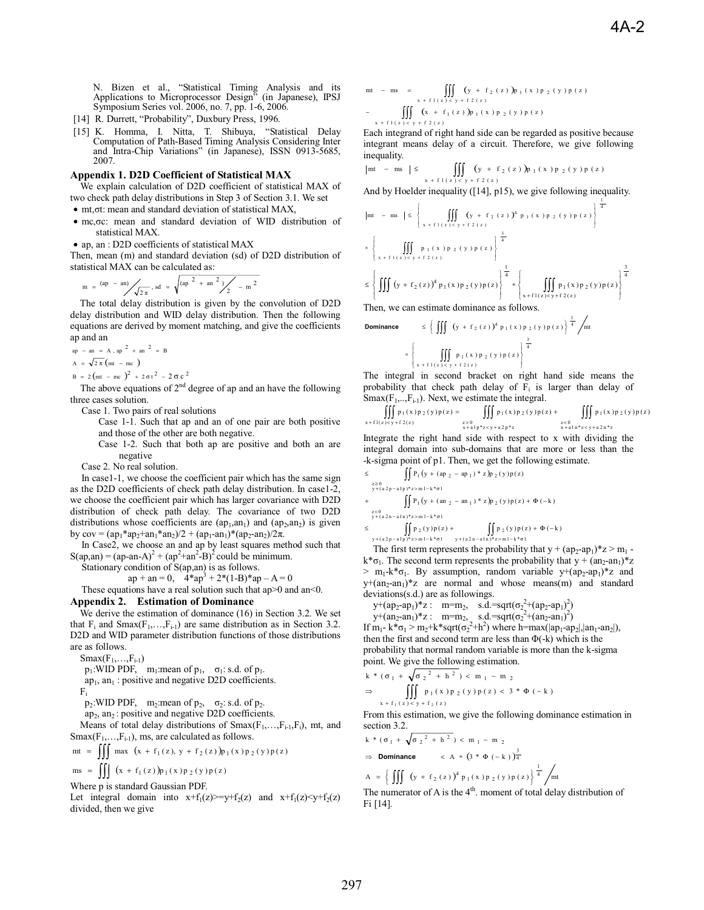N. Bizen et al., "Statistical Timing Analysis and its Applications to Microprocessor Design" (in Japanese), IPSJ Symposium Series vol. 2006, no. 7, pp. 1-6, 2006.

[14] R. Durrett, "Probability", Duxbury Press, 1996.

[15] K. Homma, I. Nitta, T. Shibuya, "Statistical Delay Computation of Path-Based Timing Analysis Considering Inter and Intra-Chip Variations" (in Japanese), ISSN 0913-5685, 2007.

## Appendix 1. D2D Coefficient of Statistical MAX

We explain calculation of D2D coefficient of statistical MAX of two check path delay distributions in Step 3 of Section 3.1. We set

- mt,σt: mean and standard deviation of statistical MAX,
- mc,σc: mean and standard deviation of WID distribution of statistical MAX.
- ap, an : D2D coefficients of statistical MAX

Then, mean (m) and standard deviation (sd) of D2D distribution of statistical MAX can be calculated as:

$$m = (ap - an)\Big/\sqrt{2\pi}, \quad sd = \sqrt{(ap^2 + an^2)\Big/2 - m^2}$$

The total delay distribution is given by the convolution of D2D delay distribution and WID delay distribution. Then the following equations are derived by moment matching, and give the coefficients ap and an

$$ap - an = A, \quad ap^2 + an^2 = B$$

$$A = \sqrt{2\pi}\,(mt - mc)$$

$$B = 2(mt - mc)^2 + 2\sigma t^2 - 2\sigma c^2$$

The above equations of 2nd degree of ap and an have the following three cases solution.

Case 1. Two pairs of real solutions

Case 1-1. Such that ap and an of one pair are both positive and those of the other are both negative.

Case 1-2. Such that both ap are positive and both an are negative

Case 2. No real solution.

In case1-1, we choose the coefficient pair which has the same sign as the D2D coefficients of check path delay distribution. In case1-2, we choose the coefficient pair which has larger covariance with D2D distribution of check path delay. The covariance of two D2D distributions whose coefficients are $(ap_1,an_1)$ and $(ap_2,an_2)$ is given by $cov = (ap_1*ap_2+an_1*an_2)/2 + (ap_1-an_1)*(ap_2-an_2)/2\pi$.

In Case2, we choose an and ap by least squares method such that $S(ap,an) = (ap-an-A)^2 + (ap^2+an^2-B)^2$ could be minimum.

Stationary condition of S(ap,an) is as follows.

$$ap + an = 0, \quad 4*ap^3 + 2*(1-B)*ap - A = 0$$

These equations have a real solution such that ap>0 and an<0.

## Appendix 2. Estimation of Dominance

We derive the estimation of dominance (16) in Section 3.2. We set that $F_i$ and $Smax(F_1,\ldots,F_{i-1})$ are same distribution as in Section 3.2. D2D and WID parameter distribution functions of those distributions are as follows.

$Smax(F_1,\ldots,F_{i-1})$

$p_1$:WID PDF, $m_1$:mean of $p_1$, $\sigma_1$: s.d. of $p_1$.

$ap_1$, $an_1$ : positive and negative D2D coefficients.

$F_i$

$p_2$:WID PDF, $m_2$:mean of $p_2$, $\sigma_2$: s.d. of $p_2$.

$ap_2$, $an_2$ : positive and negative D2D coefficients.

Means of total delay distributions of $Smax(F_1,\ldots,F_{i-1},F_i)$, mt, and $Smax(F_1,\ldots,F_{i-1})$, ms, are calculated as follows.

$$mt = \iiint \max\left(x + f_1(z),\, y + f_2(z)\right) p_1(x) p_2(y) p(z)$$

$$ms = \iiint \left(x + f_1(z)\right) p_1(x) p_2(y) p(z)$$

Where p is standard Gaussian PDF.

Let integral domain into $x+f_1(z)>=y+f_2(z)$ and $x+f_1(z)<y+f_2(z)$ divided, then we give

$$mt - ms = \iiint_{x+f1(z)<y+f2(z)} \left(y + f_2(z)\right) p_1(x) p_2(y) p(z) - \iiint_{x+f1(z)<y+f2(z)} \left(x + f_1(z)\right) p_1(x) p_2(y) p(z)$$

Each integrand of right hand side can be regarded as positive because integrant means delay of a circuit. Therefore, we give following inequality.

$$|mt - ms| \le \iiint_{x+f1(z)<y+f2(z)} \left(y + f_2(z)\right) p_1(x) p_2(y) p(z)$$

And by Hoelder inequality ([14], p15), we give following inequality.

$$|mt - ms| \le \left\{ \iiint_{x+f1(z)<y+f2(z)} \left(y + f_2(z)\right)^4 p_1(x) p_2(y) p(z) \right\}^{\frac{1}{4}} * \left\{ \iiint_{x+f1(z)<y+f2(z)} p_1(x) p_2(y) p(z) \right\}^{\frac{3}{4}}$$

$$\le \left\{ \iiint \left(y + f_2(z)\right)^4 p_1(x) p_2(y) p(z) \right\}^{\frac{1}{4}} * \left\{ \iiint_{x+f1(z)<y+f2(z)} p_1(x) p_2(y) p(z) \right\}^{\frac{3}{4}}$$

Then, we can estimate dominance as follows.

$$\textbf{Dominance} \le \left\{ \iiint \left(y + f_2(z)\right)^4 p_1(x) p_2(y) p(z) \right\}^{\frac{1}{4}} \Big/ mt * \left\{ \iiint_{x+f1(z)<y+f2(z)} p_1(x) p_2(y) p(z) \right\}^{\frac{3}{4}}$$

The integral in second bracket on right hand side means the probability that check path delay of $F_i$ is larger than delay of $Smax(F_1,\ldots,F_{i-1})$. Next, we estimate the integral.

$$\iiint_{x+f1(z)<y+f2(z)} p_1(x)p_2(y)p(z) = \iiint_{\substack{z\ge 0 \\ x+a1p*z<y+a2p*z}} p_1(x)p_2(y)p(z) + \iiint_{\substack{z<0 \\ x+a1n*z<y+a2n*z}} p_1(x)p_2(y)p(z)$$

Integrate the right hand side with respect to x with dividing the integral domain into sub-domains that are more or less than the -k-sigma point of p1. Then, we get the following estimate.

$$\le \iint_{\substack{z\ge 0 \\ y+(a2p-a1p)*z>m1-k*\sigma 1}} P_1\left(y + (ap_2 - ap_1)*z\right) p_2(y) p(z) + \iint_{\substack{z<0 \\ y+(a2n-a1n)*z>m1-k*\sigma 1}} P_1\left(y + (an_2 - an_1)*z\right) p_2(y) p(z) + \Phi(-k)$$

$$\le \iint_{y+(a2p-a1p)*z>m1-k*\sigma 1} p_2(y)p(z) + \iint_{y+(a2n-a1n)*z>m1-k*\sigma 1} p_2(y)p(z) + \Phi(-k)$$

The first term represents the probability that $y + (ap_2-ap_1)*z > m_1 - k*\sigma_1$. The second term represents the probability that $y + (an_2-an_1)*z > m_1-k*\sigma_1$. By assumption, random variable $y+(ap_2-ap_1)*z$ and $y+(an_2-an_1)*z$ are normal and whose means(m) and standard deviations(s.d.) are as followings.

$y+(ap_2-ap_1)*z$ : $m=m_2$, $s.d.=sqrt(\sigma_2^2+(ap_2-ap_1)^2)$

$y+(an_2-an_1)*z$ : $m=m_2$, $s.d.=sqrt(\sigma_2^2+(an_2-an_1)^2)$

If $m_1- k*\sigma_1 > m_2+k*sqrt(\sigma_2^2+h^2)$ where $h=max(|ap_1-ap_2|,|an_1-an_2|)$, then the first and second term are less than $\Phi(-k)$ which is the probability that normal random variable is more than the k-sigma point. We give the following estimation.

$$k*\left(\sigma_1 + \sqrt{\sigma_2^2 + h^2}\right) < m_1 - m_2 \;\Rightarrow\; \iiint_{x+f_1(z)<y+f_2(z)} p_1(x)p_2(y)p(z) < 3*\Phi(-k)$$

From this estimation, we give the following dominance estimation in section 3.2.

$$k*\left(\sigma_1 + \sqrt{\sigma_2^2 + h^2}\right) < m_1 - m_2 \;\Rightarrow\; \textbf{Dominance} < A*\left(3*\Phi(-k)\right)^{\frac{3}{4}}$$

$$A = \left\{ \iiint \left(y + f_2(z)\right)^4 p_1(x) p_2(y) p(z) \right\}^{\frac{1}{4}} \Big/ mt$$

The numerator of A is the 4th. moment of total delay distribution of Fi [14].